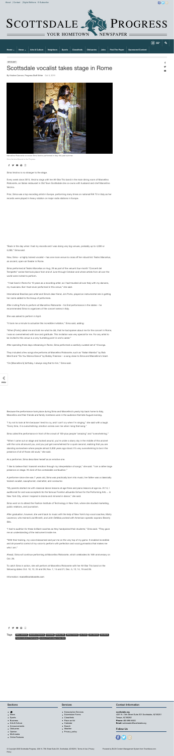SPOTLIGHT

# Scottsdale vocalist takes stage in Rome

By Kristine Cannon, Progress Staff Writer Oct 4, 2019

Marcellino Ristorante co-owner Sima Verzino performed in Italy this past summer.

Sima Verzino/Special to the Progress

Sima Verzino is no stranger to the stage.

Every week since 2015, Verzino sings with her All-Star Trio band in the main dining room of Marcellino Ristorante, an Italian restaurant in Old Town Scottsdale she co-owns with husband and chef Marcellino Verzino.

Prior, Sima was a top recording artist in Europe, performing many times on national RAI TV in Italy as her records were played in heavy rotation on major radio stations in Europe.

"Back in the day when I had my records and I was doing very big venues, probably up to 4,000 or 5,000," Sima said.

Now, Sima – a highly honored vocalist – has one more venue to cross off her robust list: Teatro Marcellus, an ancient, open-air theatre in Rome.

Sima performed at Teatro Marcellus on Aug. 26 as part of the venue's four-month "Concerti del Tempietto" series that took place from end of June through October and where artists from all over the world were invited to perform.

"I had lived in Rome for 10 years as a recording artist, so I had traveled all over Italy with my dancers, my musicians. But I had never performed in this venue," she said.

International Brazilian jazz artist and Sima's dear friend, Jim Porto, played an instrumental role in getting her name added to the lineup of performers.

After inviting Porto to perform at Marcellino Ristorante – his first performance in the states – he recommended Sima to organizers of the concert series in Italy.

She was asked to perform in April.

"It took me a minute to actualize this incredible invitation," Sima said, adding:

"When [Porto] called me and told me what he did, that he had spoken about me for the concert in Rome, I was so overwhelmed with love and gratitude. This invitation was very special for me. For any artist to be invited to this venue is a very humbling point in one's career."

After spending three days rehearsing in Rome, Sima performed a carefully curated set of 10 songs.

They included a few songs she performs at Marcellino Ristorante, such as "Italian Mambo" by Bob Merrill and "Do You Wanna Dance" by Bobby Freeman – a song close to Sima and Marcellino's heart.

"On [Marcellino's] birthday, I always sing that to him," Sima said.

Because the performance took place during Sima and Marcellino's yearly trip back home to Italy, Marcellino and their friends and family members were in the audience that late-August evening.

"I try not to look at him because I tend to cry, and I can't cry when I'm singing," she said with a laugh. "Every time, it is overwhelming; emotion comes over me when I sing that song."

Sima called the performance in front of the crowd of "100-plus people "amazing" and "overwhelming."

"When I came out on stage and looked around, you're under a starry sky in the middle of the ancient with the ruins all around you, and you just get overwhelmed for a quick second, realizing that you are standing somewhere where people almost 3,000 years ago stood. It's very overwhelming to be in the presence of all of these old souls," she said.

As a performer, Sima describes herself as an emotive one.

"I like to believe that I transmit emotion through my interpretation of songs," she said. "I am a rather large presence on stage. It's kind of like controllable combustion."

A performer since she was 7 years old, Sima was practically born into music: her father was a classically trained vocalist, saxophonist, clarinetist, and conductor.

"My parents started me with classical dance lessons at age three and piano lessons at age six. At 13, I auditioned for and was accepted into the famous Fiorello LaGuardia School for the Performing Arts … in New York City, where I majored in drama and minored in dance," she said.

Sima went on to attend the Fashion Institute of Technology in New York, where she studied marketing, public relations, and journalism.

After graduation, however, she went back to music with the help of New York's top vocal coaches, Marty Lawrence, who trained Liza Minnelli, and John DeMaio worked with American operatic soprano Beverly Sills.

"I had to audition for these brilliant coaches as they handpicked their students," Sima said. "They gave me an understanding of the instrument inside me.

"With their training, my voice blossomed and put me on the very top of my game. It enabled incredible and all-powerful control of my voice to perform with perfection and vocal gymnastics that makes me who I am."

Ahead, Sima will continue performing at Marcellino Ristorante, which celebrates its 16th anniversary on Oct. 26.

To catch Sima in action, she will perform at Marcellino Ristorante with her All-Star Trio band on the following dates: Oct. 10, 12, 24 and 26; Nov. 7, 14 and 21; Dec. 5, 12, 14, 19 and 26.

Information: marcellinoristorante.com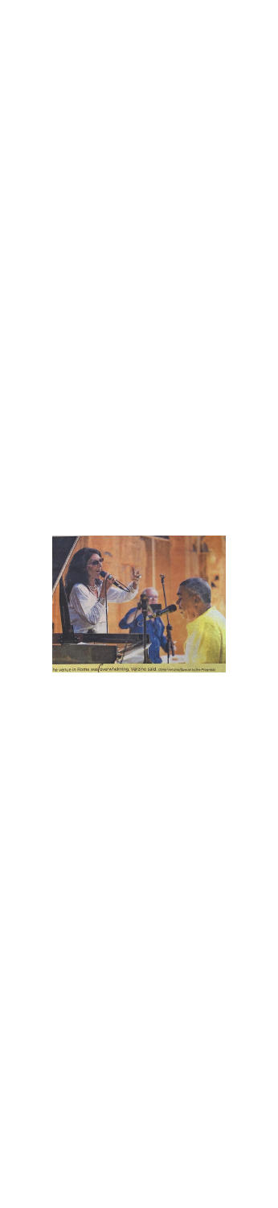he venue in Rome was overwhelming, Varano said. Chris Varano/Special to the Progress